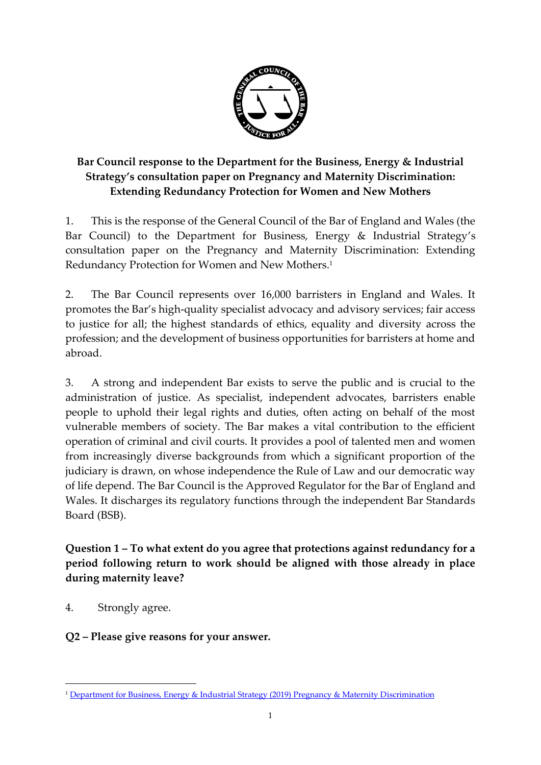**Bar Council response to the Department for the Business, Energy & Industrial Strategy's consultation paper on Pregnancy and Maternity Discrimination: Extending Redundancy Protection for Women and New Mothers**

1. This is the response of the General Council of the Bar of England and Wales (the Bar Council) to the Department for Business, Energy & Industrial Strategy's consultation paper on the Pregnancy and Maternity Discrimination: Extending Redundancy Protection for Women and New Mothers.[1]

2. The Bar Council represents over 16,000 barristers in England and Wales. It promotes the Bar's high-quality specialist advocacy and advisory services; fair access to justice for all; the highest standards of ethics, equality and diversity across the profession; and the development of business opportunities for barristers at home and abroad.

3. A strong and independent Bar exists to serve the public and is crucial to the administration of justice. As specialist, independent advocates, barristers enable people to uphold their legal rights and duties, often acting on behalf of the most vulnerable members of society. The Bar makes a vital contribution to the efficient operation of criminal and civil courts. It provides a pool of talented men and women from increasingly diverse backgrounds from which a significant proportion of the judiciary is drawn, on whose independence the Rule of Law and our democratic way of life depend. The Bar Council is the Approved Regulator for the Bar of England and Wales. It discharges its regulatory functions through the independent Bar Standards Board (BSB).

**Question 1 – To what extent do you agree that protections against redundancy for a period following return to work should be aligned with those already in place during maternity leave?**

4. Strongly agree.

**Q2 – Please give reasons for your answer.**

---

[1] Department for Business, Energy & Industrial Strategy (2019) Pregnancy & Maternity Discrimination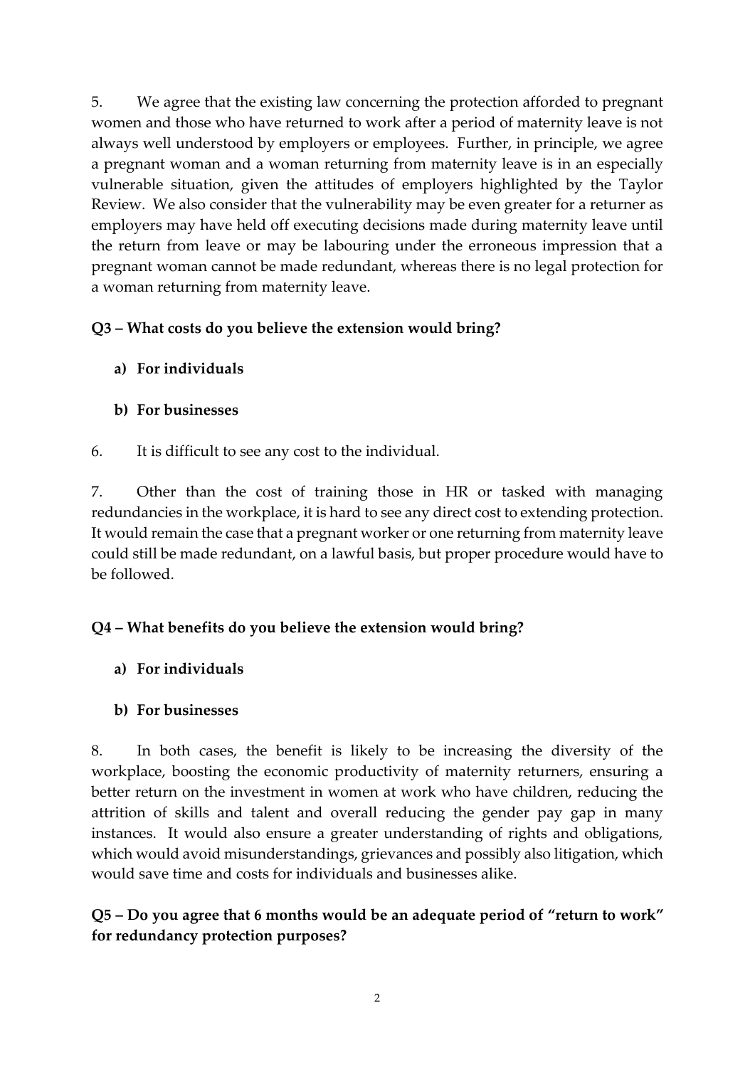5. We agree that the existing law concerning the protection afforded to pregnant women and those who have returned to work after a period of maternity leave is not always well understood by employers or employees. Further, in principle, we agree a pregnant woman and a woman returning from maternity leave is in an especially vulnerable situation, given the attitudes of employers highlighted by the Taylor Review. We also consider that the vulnerability may be even greater for a returner as employers may have held off executing decisions made during maternity leave until the return from leave or may be labouring under the erroneous impression that a pregnant woman cannot be made redundant, whereas there is no legal protection for a woman returning from maternity leave.

**Q3 – What costs do you believe the extension would bring?**

**a) For individuals**

**b) For businesses**

6. It is difficult to see any cost to the individual.

7. Other than the cost of training those in HR or tasked with managing redundancies in the workplace, it is hard to see any direct cost to extending protection. It would remain the case that a pregnant worker or one returning from maternity leave could still be made redundant, on a lawful basis, but proper procedure would have to be followed.

**Q4 – What benefits do you believe the extension would bring?**

**a) For individuals**

**b) For businesses**

8. In both cases, the benefit is likely to be increasing the diversity of the workplace, boosting the economic productivity of maternity returners, ensuring a better return on the investment in women at work who have children, reducing the attrition of skills and talent and overall reducing the gender pay gap in many instances. It would also ensure a greater understanding of rights and obligations, which would avoid misunderstandings, grievances and possibly also litigation, which would save time and costs for individuals and businesses alike.

**Q5 – Do you agree that 6 months would be an adequate period of "return to work" for redundancy protection purposes?**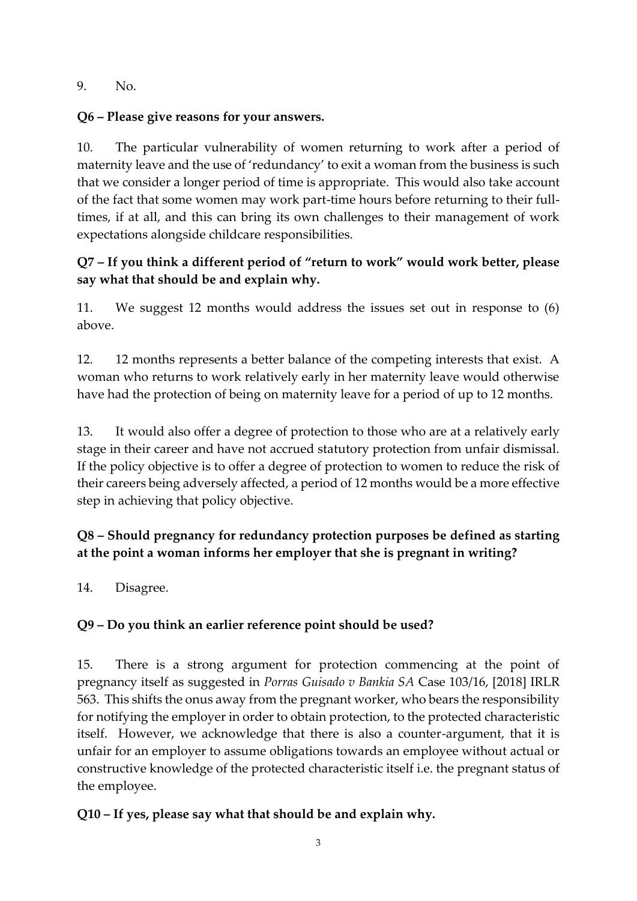9. No.

**Q6 – Please give reasons for your answers.**

10. The particular vulnerability of women returning to work after a period of maternity leave and the use of 'redundancy' to exit a woman from the business is such that we consider a longer period of time is appropriate. This would also take account of the fact that some women may work part-time hours before returning to their full-times, if at all, and this can bring its own challenges to their management of work expectations alongside childcare responsibilities.

**Q7 – If you think a different period of "return to work" would work better, please say what that should be and explain why.**

11. We suggest 12 months would address the issues set out in response to (6) above.

12. 12 months represents a better balance of the competing interests that exist. A woman who returns to work relatively early in her maternity leave would otherwise have had the protection of being on maternity leave for a period of up to 12 months.

13. It would also offer a degree of protection to those who are at a relatively early stage in their career and have not accrued statutory protection from unfair dismissal. If the policy objective is to offer a degree of protection to women to reduce the risk of their careers being adversely affected, a period of 12 months would be a more effective step in achieving that policy objective.

**Q8 – Should pregnancy for redundancy protection purposes be defined as starting at the point a woman informs her employer that she is pregnant in writing?**

14. Disagree.

**Q9 – Do you think an earlier reference point should be used?**

15. There is a strong argument for protection commencing at the point of pregnancy itself as suggested in *Porras Guisado v Bankia SA* Case 103/16, [2018] IRLR 563. This shifts the onus away from the pregnant worker, who bears the responsibility for notifying the employer in order to obtain protection, to the protected characteristic itself. However, we acknowledge that there is also a counter-argument, that it is unfair for an employer to assume obligations towards an employee without actual or constructive knowledge of the protected characteristic itself i.e. the pregnant status of the employee.

**Q10 – If yes, please say what that should be and explain why.**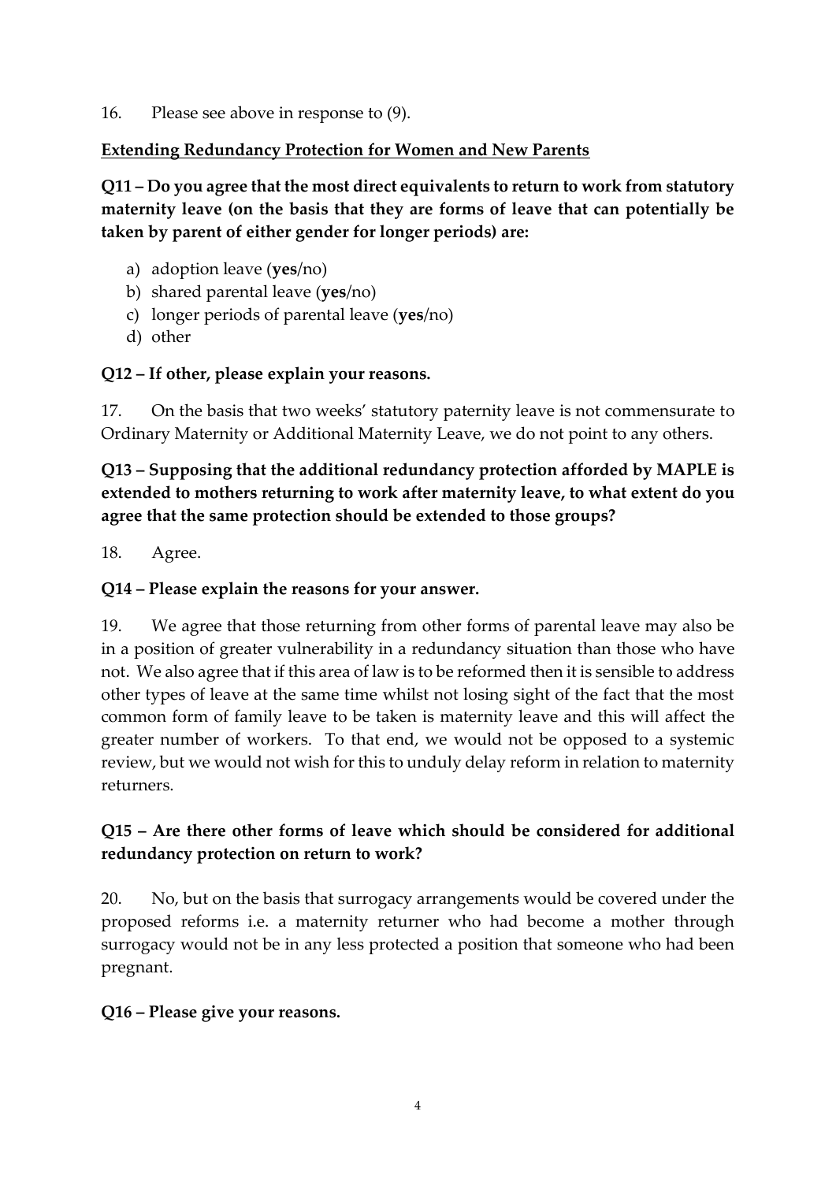16. Please see above in response to (9).

**<u>Extending Redundancy Protection for Women and New Parents</u>**

**Q11 – Do you agree that the most direct equivalents to return to work from statutory maternity leave (on the basis that they are forms of leave that can potentially be taken by parent of either gender for longer periods) are:**

a) adoption leave (**yes**/no)
b) shared parental leave (**yes**/no)
c) longer periods of parental leave (**yes**/no)
d) other

**Q12 – If other, please explain your reasons.**

17. On the basis that two weeks' statutory paternity leave is not commensurate to Ordinary Maternity or Additional Maternity Leave, we do not point to any others.

**Q13 – Supposing that the additional redundancy protection afforded by MAPLE is extended to mothers returning to work after maternity leave, to what extent do you agree that the same protection should be extended to those groups?**

18. Agree.

**Q14 – Please explain the reasons for your answer.**

19. We agree that those returning from other forms of parental leave may also be in a position of greater vulnerability in a redundancy situation than those who have not. We also agree that if this area of law is to be reformed then it is sensible to address other types of leave at the same time whilst not losing sight of the fact that the most common form of family leave to be taken is maternity leave and this will affect the greater number of workers. To that end, we would not be opposed to a systemic review, but we would not wish for this to unduly delay reform in relation to maternity returners.

**Q15 – Are there other forms of leave which should be considered for additional redundancy protection on return to work?**

20. No, but on the basis that surrogacy arrangements would be covered under the proposed reforms i.e. a maternity returner who had become a mother through surrogacy would not be in any less protected a position that someone who had been pregnant.

**Q16 – Please give your reasons.**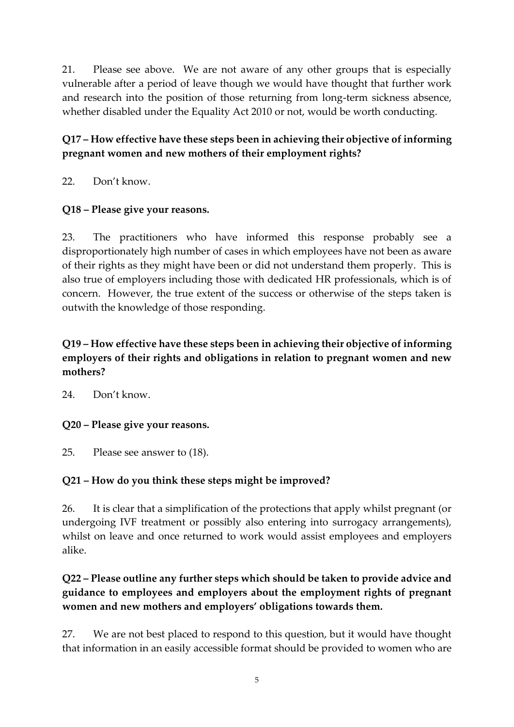21. Please see above. We are not aware of any other groups that is especially vulnerable after a period of leave though we would have thought that further work and research into the position of those returning from long-term sickness absence, whether disabled under the Equality Act 2010 or not, would be worth conducting.

**Q17 – How effective have these steps been in achieving their objective of informing pregnant women and new mothers of their employment rights?**

22. Don't know.

**Q18 – Please give your reasons.**

23. The practitioners who have informed this response probably see a disproportionately high number of cases in which employees have not been as aware of their rights as they might have been or did not understand them properly. This is also true of employers including those with dedicated HR professionals, which is of concern. However, the true extent of the success or otherwise of the steps taken is outwith the knowledge of those responding.

**Q19 – How effective have these steps been in achieving their objective of informing employers of their rights and obligations in relation to pregnant women and new mothers?**

24. Don't know.

**Q20 – Please give your reasons.**

25. Please see answer to (18).

**Q21 – How do you think these steps might be improved?**

26. It is clear that a simplification of the protections that apply whilst pregnant (or undergoing IVF treatment or possibly also entering into surrogacy arrangements), whilst on leave and once returned to work would assist employees and employers alike.

**Q22 – Please outline any further steps which should be taken to provide advice and guidance to employees and employers about the employment rights of pregnant women and new mothers and employers' obligations towards them.**

27. We are not best placed to respond to this question, but it would have thought that information in an easily accessible format should be provided to women who are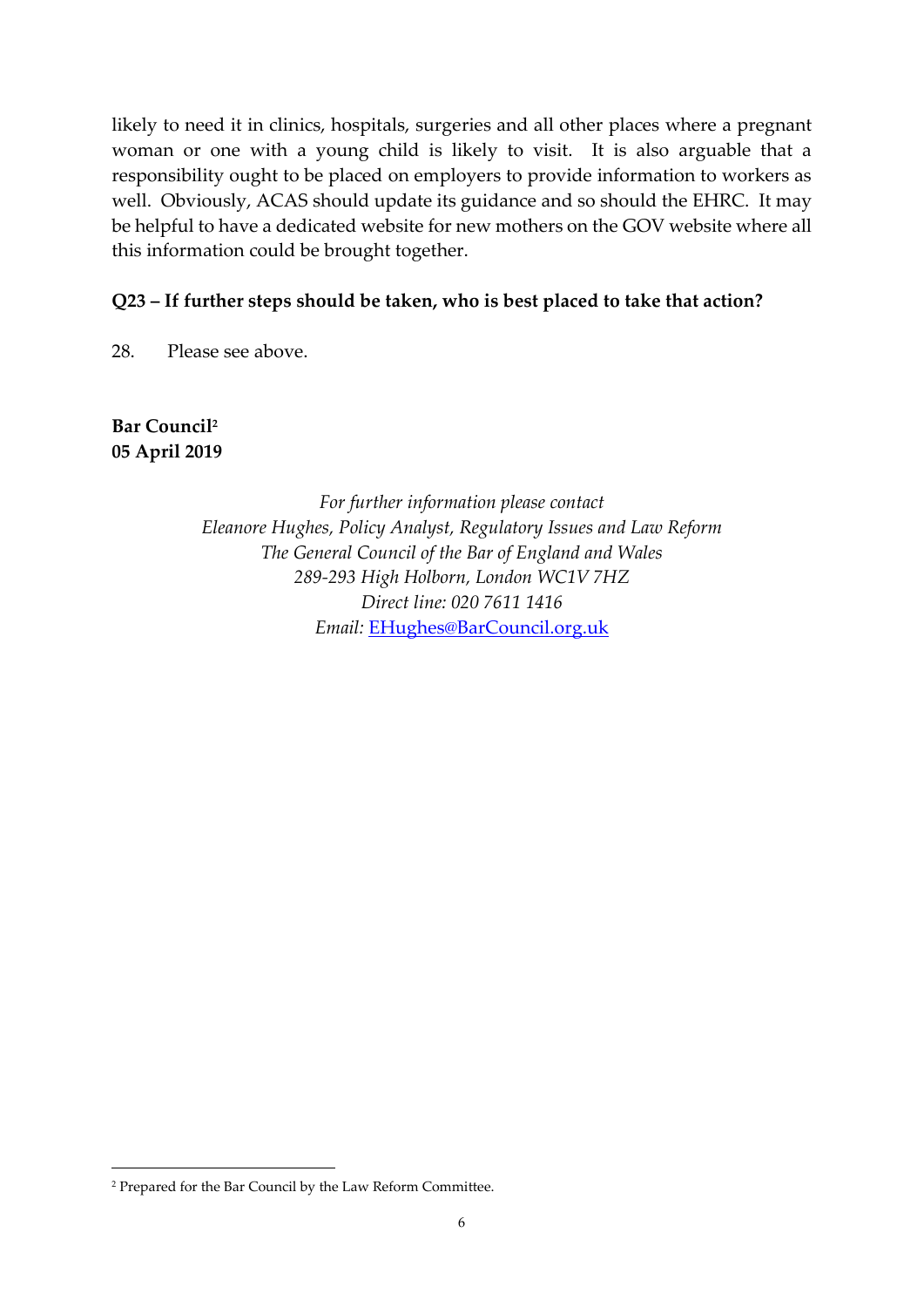likely to need it in clinics, hospitals, surgeries and all other places where a pregnant woman or one with a young child is likely to visit. It is also arguable that a responsibility ought to be placed on employers to provide information to workers as well. Obviously, ACAS should update its guidance and so should the EHRC. It may be helpful to have a dedicated website for new mothers on the GOV website where all this information could be brought together.

**Q23 – If further steps should be taken, who is best placed to take that action?**

28. Please see above.

**Bar Council[2]**
**05 April 2019**

*For further information please contact*
*Eleanore Hughes, Policy Analyst, Regulatory Issues and Law Reform*
*The General Council of the Bar of England and Wales*
*289-293 High Holborn, London WC1V 7HZ*
*Direct line: 020 7611 1416*
*Email:* EHughes@BarCouncil.org.uk

[2] Prepared for the Bar Council by the Law Reform Committee.